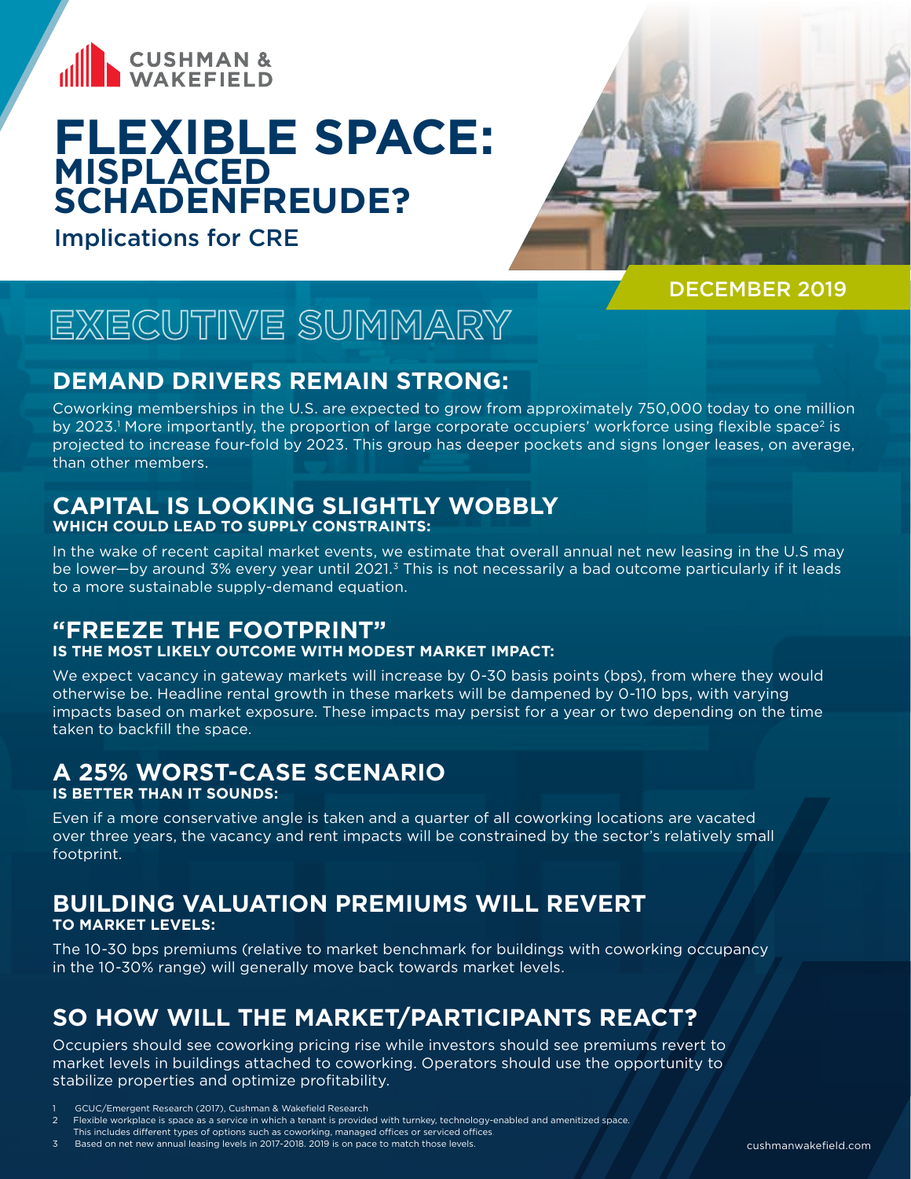CUSHMAN & WAKEFIELD

# FLEXIBLE SPACE: MISPLACED SCHADENFREUDE?

Implications for CRE

DECEMBER 2019

## EXECUTIVE SUMMARY

### DEMAND DRIVERS REMAIN STRONG:

Coworking memberships in the U.S. are expected to grow from approximately 750,000 today to one million by 2023.[1] More importantly, the proportion of large corporate occupiers' workforce using flexible space[2] is projected to increase four-fold by 2023. This group has deeper pockets and signs longer leases, on average, than other members.

### CAPITAL IS LOOKING SLIGHTLY WOBBLY WHICH COULD LEAD TO SUPPLY CONSTRAINTS:

In the wake of recent capital market events, we estimate that overall annual net new leasing in the U.S may be lower—by around 3% every year until 2021.[3] This is not necessarily a bad outcome particularly if it leads to a more sustainable supply-demand equation.

### "FREEZE THE FOOTPRINT" IS THE MOST LIKELY OUTCOME WITH MODEST MARKET IMPACT:

We expect vacancy in gateway markets will increase by 0-30 basis points (bps), from where they would otherwise be. Headline rental growth in these markets will be dampened by 0-110 bps, with varying impacts based on market exposure. These impacts may persist for a year or two depending on the time taken to backfill the space.

### A 25% WORST-CASE SCENARIO IS BETTER THAN IT SOUNDS:

Even if a more conservative angle is taken and a quarter of all coworking locations are vacated over three years, the vacancy and rent impacts will be constrained by the sector's relatively small footprint.

### BUILDING VALUATION PREMIUMS WILL REVERT TO MARKET LEVELS:

The 10-30 bps premiums (relative to market benchmark for buildings with coworking occupancy in the 10-30% range) will generally move back towards market levels.

### SO HOW WILL THE MARKET/PARTICIPANTS REACT?

Occupiers should see coworking pricing rise while investors should see premiums revert to market levels in buildings attached to coworking. Operators should use the opportunity to stabilize properties and optimize profitability.

1 GCUC/Emergent Research (2017), Cushman & Wakefield Research

2 Flexible workplace is space as a service in which a tenant is provided with turnkey, technology-enabled and amenitized space. This includes different types of options such as coworking, managed offices or serviced offices

3 Based on net new annual leasing levels in 2017-2018. 2019 is on pace to match those levels.

cushmanwakefield.com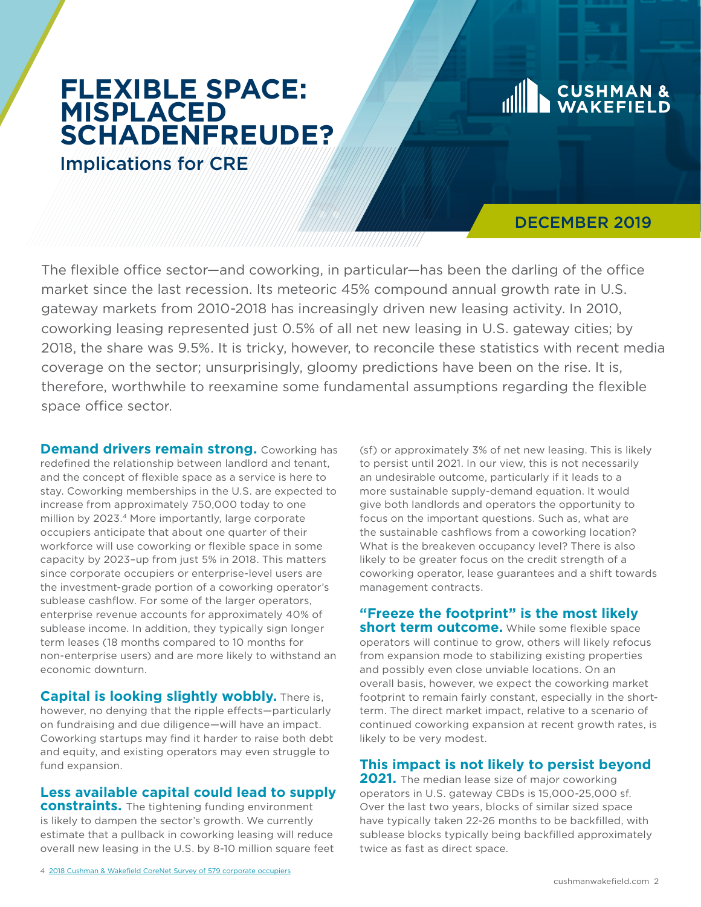# FLEXIBLE SPACE: MISPLACED SCHADENFREUDE?

## Implications for CRE

CUSHMAN & WAKEFIELD

DECEMBER 2019

The flexible office sector—and coworking, in particular—has been the darling of the office market since the last recession. Its meteoric 45% compound annual growth rate in U.S. gateway markets from 2010-2018 has increasingly driven new leasing activity. In 2010, coworking leasing represented just 0.5% of all net new leasing in U.S. gateway cities; by 2018, the share was 9.5%. It is tricky, however, to reconcile these statistics with recent media coverage on the sector; unsurprisingly, gloomy predictions have been on the rise. It is, therefore, worthwhile to reexamine some fundamental assumptions regarding the flexible space office sector.

**Demand drivers remain strong.** Coworking has redefined the relationship between landlord and tenant, and the concept of flexible space as a service is here to stay. Coworking memberships in the U.S. are expected to increase from approximately 750,000 today to one million by 2023.[4] More importantly, large corporate occupiers anticipate that about one quarter of their workforce will use coworking or flexible space in some capacity by 2023–up from just 5% in 2018. This matters since corporate occupiers or enterprise-level users are the investment-grade portion of a coworking operator's sublease cashflow. For some of the larger operators, enterprise revenue accounts for approximately 40% of sublease income. In addition, they typically sign longer term leases (18 months compared to 10 months for non-enterprise users) and are more likely to withstand an economic downturn.

**Capital is looking slightly wobbly.** There is, however, no denying that the ripple effects—particularly on fundraising and due diligence—will have an impact. Coworking startups may find it harder to raise both debt and equity, and existing operators may even struggle to fund expansion.

**Less available capital could lead to supply constraints.** The tightening funding environment is likely to dampen the sector's growth. We currently estimate that a pullback in coworking leasing will reduce overall new leasing in the U.S. by 8-10 million square feet (sf) or approximately 3% of net new leasing. This is likely to persist until 2021. In our view, this is not necessarily an undesirable outcome, particularly if it leads to a more sustainable supply-demand equation. It would give both landlords and operators the opportunity to focus on the important questions. Such as, what are the sustainable cashflows from a coworking location? What is the breakeven occupancy level? There is also likely to be greater focus on the credit strength of a coworking operator, lease guarantees and a shift towards management contracts.

**"Freeze the footprint" is the most likely short term outcome.** While some flexible space operators will continue to grow, others will likely refocus from expansion mode to stabilizing existing properties and possibly even close unviable locations. On an overall basis, however, we expect the coworking market footprint to remain fairly constant, especially in the short-term. The direct market impact, relative to a scenario of continued coworking expansion at recent growth rates, is likely to be very modest.

**This impact is not likely to persist beyond 2021.** The median lease size of major coworking operators in U.S. gateway CBDs is 15,000-25,000 sf. Over the last two years, blocks of similar sized space have typically taken 22-26 months to be backfilled, with sublease blocks typically being backfilled approximately twice as fast as direct space.

4 2018 Cushman & Wakefield CoreNet Survey of 579 corporate occupiers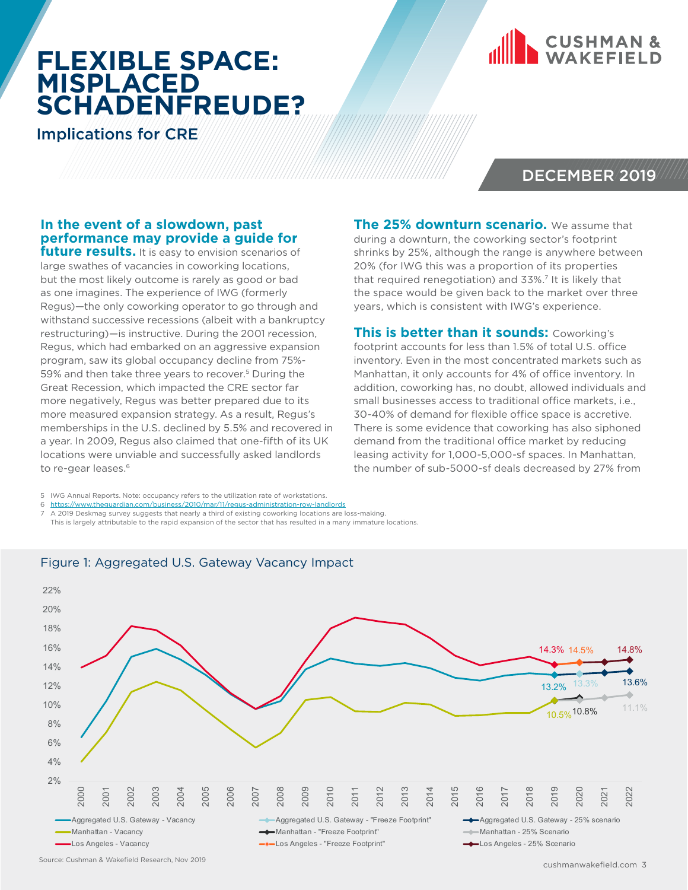# FLEXIBLE SPACE: MISPLACED SCHADENFREUDE?

Implications for CRE

DECEMBER 2019

**In the event of a slowdown, past performance may provide a guide for future results.** It is easy to envision scenarios of large swathes of vacancies in coworking locations, but the most likely outcome is rarely as good or bad as one imagines. The experience of IWG (formerly Regus)—the only coworking operator to go through and withstand successive recessions (albeit with a bankruptcy restructuring)—is instructive. During the 2001 recession, Regus, which had embarked on an aggressive expansion program, saw its global occupancy decline from 75%-59% and then take three years to recover.[5] During the Great Recession, which impacted the CRE sector far more negatively, Regus was better prepared due to its more measured expansion strategy. As a result, Regus's memberships in the U.S. declined by 5.5% and recovered in a year. In 2009, Regus also claimed that one-fifth of its UK locations were unviable and successfully asked landlords to re-gear leases.[6]

**The 25% downturn scenario.** We assume that during a downturn, the coworking sector's footprint shrinks by 25%, although the range is anywhere between 20% (for IWG this was a proportion of its properties that required renegotiation) and 33%.[7] It is likely that the space would be given back to the market over three years, which is consistent with IWG's experience.

**This is better than it sounds:** Coworking's footprint accounts for less than 1.5% of total U.S. office inventory. Even in the most concentrated markets such as Manhattan, it only accounts for 4% of office inventory. In addition, coworking has, no doubt, allowed individuals and small businesses access to traditional office markets, i.e., 30-40% of demand for flexible office space is accretive. There is some evidence that coworking has also siphoned demand from the traditional office market by reducing leasing activity for 1,000-5,000-sf spaces. In Manhattan, the number of sub-5000-sf deals decreased by 27% from

5 IWG Annual Reports. Note: occupancy refers to the utilization rate of workstations.
6 https://www.theguardian.com/business/2010/mar/11/regus-administration-row-landlords
7 A 2019 Deskmag survey suggests that nearly a third of existing coworking locations are loss-making. This is largely attributable to the rapid expansion of the sector that has resulted in a many immature locations.

Figure 1: Aggregated U.S. Gateway Vacancy Impact

22%
20%
18%
16%
14%
12%
10%
8%
6%
4%
2%

2000 2001 2002 2003 2004 2005 2006 2007 2008 2009 2010 2011 2012 2013 2014 2015 2016 2017 2018 2019 2020 2021 2022

14.3% 14.5% 14.8%
13.2% 13.3% 13.6%
10.5% 10.8% 11.1%

Aggregated U.S. Gateway - Vacancy
Aggregated U.S. Gateway - "Freeze Footprint"
Aggregated U.S. Gateway - 25% scenario
Manhattan - Vacancy
Manhattan - "Freeze Footprint"
Manhattan - 25% Scenario
Los Angeles - Vacancy
Los Angeles - "Freeze Footprint"
Los Angeles - 25% Scenario

Source: Cushman & Wakefield Research, Nov 2019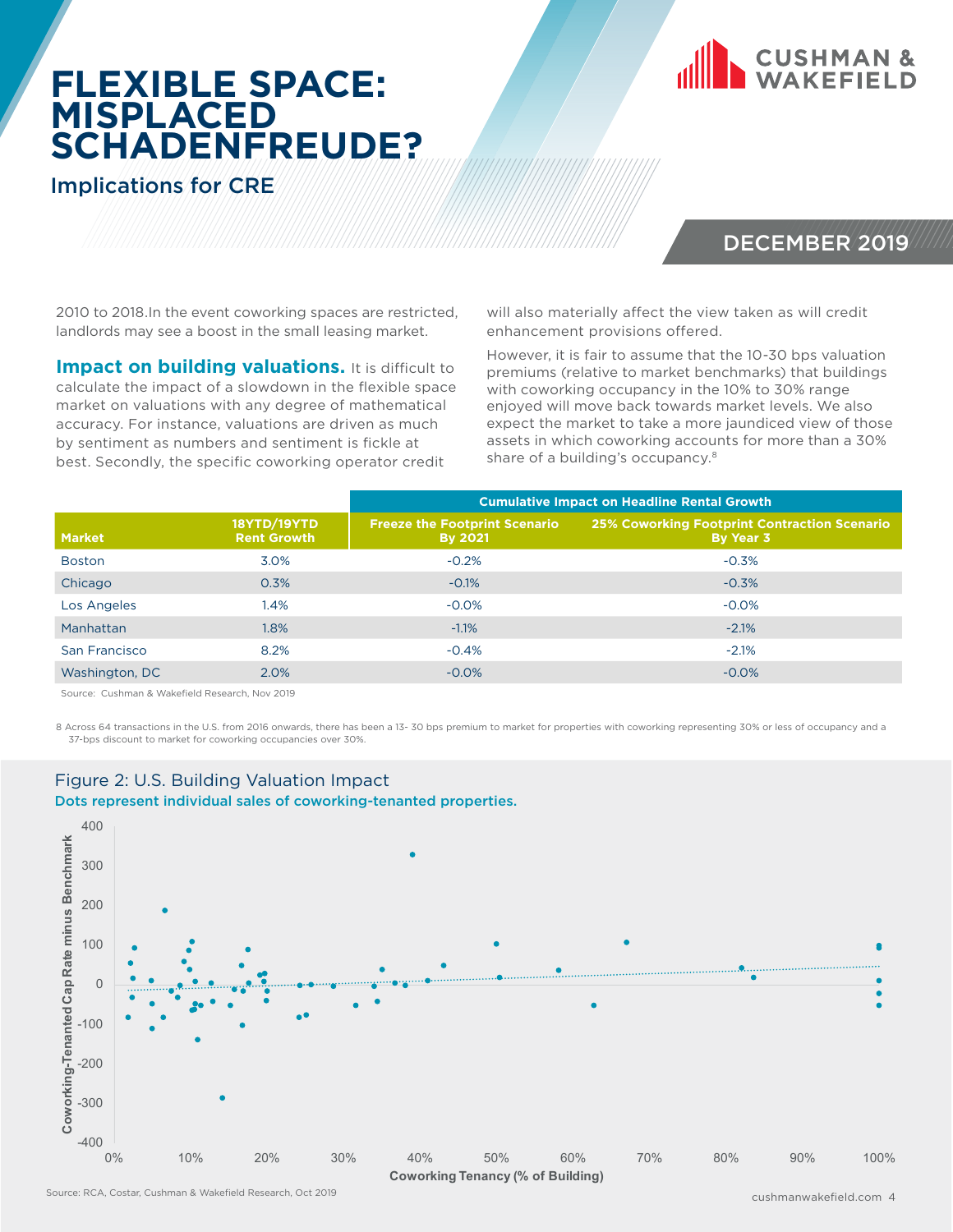# FLEXIBLE SPACE: MISPLACED SCHADENFREUDE?

## Implications for CRE

DECEMBER 2019

2010 to 2018.In the event coworking spaces are restricted, landlords may see a boost in the small leasing market.

**Impact on building valuations.** It is difficult to calculate the impact of a slowdown in the flexible space market on valuations with any degree of mathematical accuracy. For instance, valuations are driven as much by sentiment as numbers and sentiment is fickle at best. Secondly, the specific coworking operator credit will also materially affect the view taken as will credit enhancement provisions offered.

However, it is fair to assume that the 10-30 bps valuation premiums (relative to market benchmarks) that buildings with coworking occupancy in the 10% to 30% range enjoyed will move back towards market levels. We also expect the market to take a more jaundiced view of those assets in which coworking accounts for more than a 30% share of a building's occupancy.[8]

| | | Cumulative Impact on Headline Rental Growth | |
|---|---|---|---|
| Market | 18YTD/19YTD Rent Growth | Freeze the Footprint Scenario By 2021 | 25% Coworking Footprint Contraction Scenario By Year 3 |
| Boston | 3.0% | -0.2% | -0.3% |
| Chicago | 0.3% | -0.1% | -0.3% |
| Los Angeles | 1.4% | -0.0% | -0.0% |
| Manhattan | 1.8% | -1.1% | -2.1% |
| San Francisco | 8.2% | -0.4% | -2.1% |
| Washington, DC | 2.0% | -0.0% | -0.0% |

Source: Cushman & Wakefield Research, Nov 2019

8 Across 64 transactions in the U.S. from 2016 onwards, there has been a 13- 30 bps premium to market for properties with coworking representing 30% or less of occupancy and a 37-bps discount to market for coworking occupancies over 30%.

Figure 2: U.S. Building Valuation Impact

Dots represent individual sales of coworking-tenanted properties.

Coworking-Tenanted Cap Rate minus Benchmark

400
300
200
100
0
-100
-200
-300
-400

0% 10% 20% 30% 40% 50% 60% 70% 80% 90% 100%

Coworking Tenancy (% of Building)

Source: RCA, Costar, Cushman & Wakefield Research, Oct 2019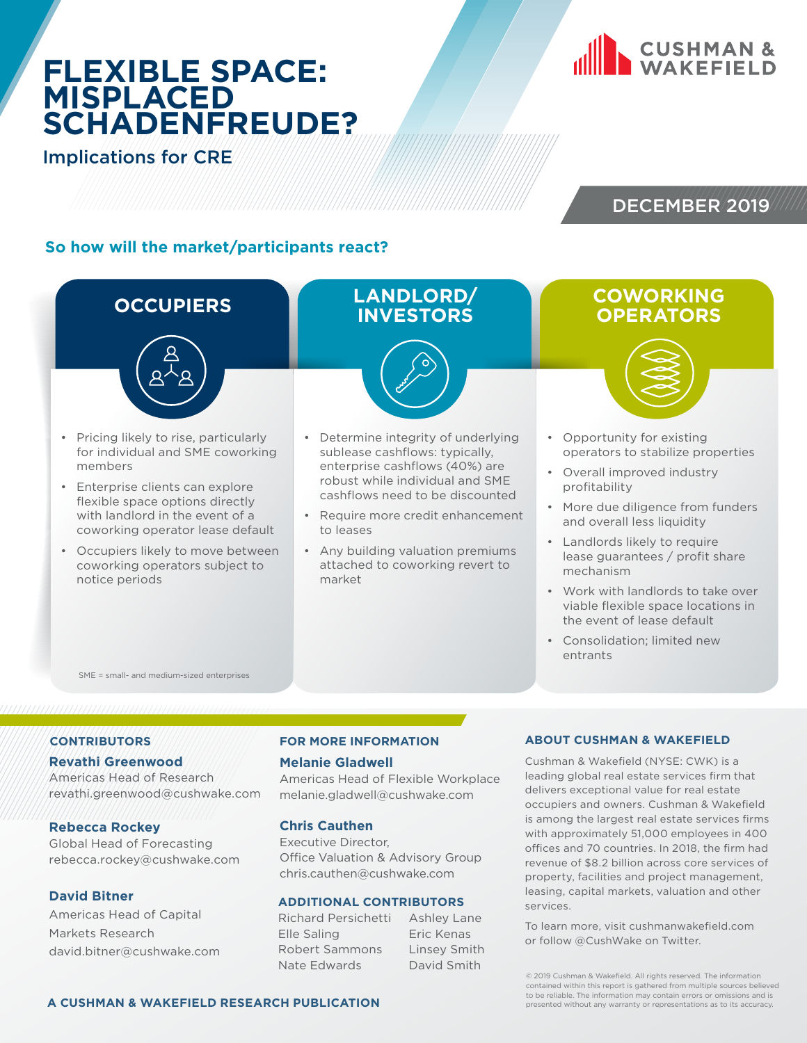# FLEXIBLE SPACE: MISPLACED SCHADENFREUDE?

Implications for CRE

DECEMBER 2019

## So how will the market/participants react?

### OCCUPIERS

- Pricing likely to rise, particularly for individual and SME coworking members
- Enterprise clients can explore flexible space options directly with landlord in the event of a coworking operator lease default
- Occupiers likely to move between coworking operators subject to notice periods

SME = small- and medium-sized enterprises

### LANDLORD/ INVESTORS

- Determine integrity of underlying sublease cashflows: typically, enterprise cashflows (40%) are robust while individual and SME cashflows need to be discounted
- Require more credit enhancement to leases
- Any building valuation premiums attached to coworking revert to market

### COWORKING OPERATORS

- Opportunity for existing operators to stabilize properties
- Overall improved industry profitability
- More due diligence from funders and overall less liquidity
- Landlords likely to require lease guarantees / profit share mechanism
- Work with landlords to take over viable flexible space locations in the event of lease default
- Consolidation; limited new entrants

## CONTRIBUTORS

**Revathi Greenwood**
Americas Head of Research
revathi.greenwood@cushwake.com

**Rebecca Rockey**
Global Head of Forecasting
rebecca.rockey@cushwake.com

**David Bitner**
Americas Head of Capital Markets Research
david.bitner@cushwake.com

## FOR MORE INFORMATION

**Melanie Gladwell**
Americas Head of Flexible Workplace
melanie.gladwell@cushwake.com

**Chris Cauthen**
Executive Director,
Office Valuation & Advisory Group
chris.cauthen@cushwake.com

## ADDITIONAL CONTRIBUTORS

Richard Persichetti
Elle Saling
Robert Sammons
Nate Edwards
Ashley Lane
Eric Kenas
Linsey Smith
David Smith

## ABOUT CUSHMAN & WAKEFIELD

Cushman & Wakefield (NYSE: CWK) is a leading global real estate services firm that delivers exceptional value for real estate occupiers and owners. Cushman & Wakefield is among the largest real estate services firms with approximately 51,000 employees in 400 offices and 70 countries. In 2018, the firm had revenue of $8.2 billion across core services of property, facilities and project management, leasing, capital markets, valuation and other services.

To learn more, visit cushmanwakefield.com or follow @CushWake on Twitter.

© 2019 Cushman & Wakefield. All rights reserved. The information contained within this report is gathered from multiple sources believed to be reliable. The information may contain errors or omissions and is presented without any warranty or representations as to its accuracy.

**A CUSHMAN & WAKEFIELD RESEARCH PUBLICATION**